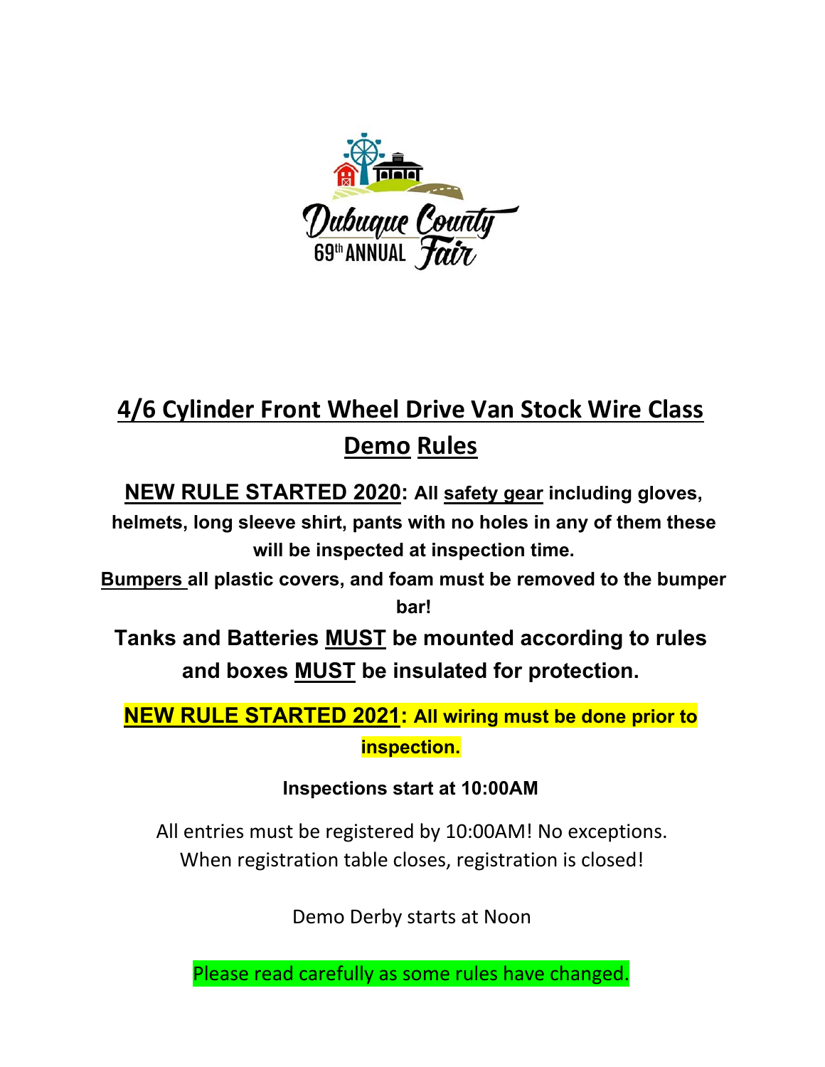Dubuque County 69th ANNUAL Fair

# 4/6 Cylinder Front Wheel Drive Van Stock Wire Class Demo Rules

**NEW RULE STARTED 2020: All safety gear including gloves, helmets, long sleeve shirt, pants with no holes in any of them these will be inspected at inspection time.**

**Bumpers all plastic covers, and foam must be removed to the bumper bar!**

**Tanks and Batteries MUST be mounted according to rules and boxes MUST be insulated for protection.**

**NEW RULE STARTED 2021: All wiring must be done prior to inspection.**

**Inspections start at 10:00AM**

All entries must be registered by 10:00AM! No exceptions. When registration table closes, registration is closed!

Demo Derby starts at Noon

Please read carefully as some rules have changed.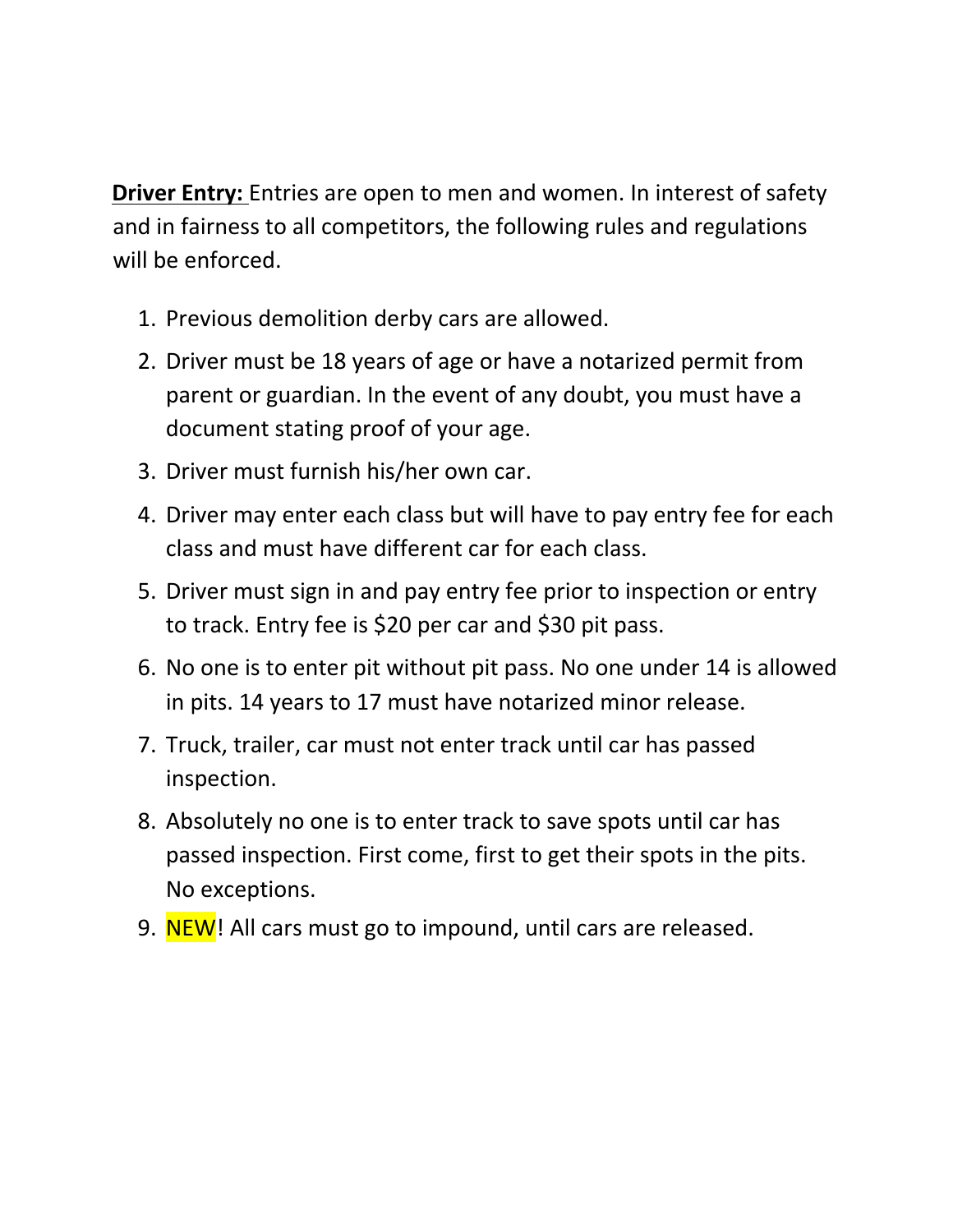**Driver Entry:** Entries are open to men and women. In interest of safety and in fairness to all competitors, the following rules and regulations will be enforced.

1. Previous demolition derby cars are allowed.
2. Driver must be 18 years of age or have a notarized permit from parent or guardian. In the event of any doubt, you must have a document stating proof of your age.
3. Driver must furnish his/her own car.
4. Driver may enter each class but will have to pay entry fee for each class and must have different car for each class.
5. Driver must sign in and pay entry fee prior to inspection or entry to track. Entry fee is $20 per car and $30 pit pass.
6. No one is to enter pit without pit pass. No one under 14 is allowed in pits. 14 years to 17 must have notarized minor release.
7. Truck, trailer, car must not enter track until car has passed inspection.
8. Absolutely no one is to enter track to save spots until car has passed inspection. First come, first to get their spots in the pits. No exceptions.
9. NEW! All cars must go to impound, until cars are released.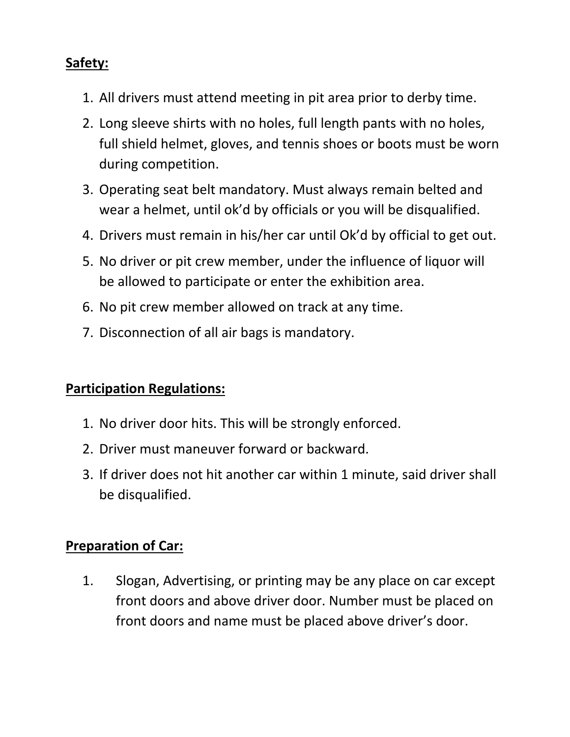**Safety:**

1. All drivers must attend meeting in pit area prior to derby time.
2. Long sleeve shirts with no holes, full length pants with no holes, full shield helmet, gloves, and tennis shoes or boots must be worn during competition.
3. Operating seat belt mandatory. Must always remain belted and wear a helmet, until ok'd by officials or you will be disqualified.
4. Drivers must remain in his/her car until Ok'd by official to get out.
5. No driver or pit crew member, under the influence of liquor will be allowed to participate or enter the exhibition area.
6. No pit crew member allowed on track at any time.
7. Disconnection of all air bags is mandatory.

**Participation Regulations:**

1. No driver door hits. This will be strongly enforced.
2. Driver must maneuver forward or backward.
3. If driver does not hit another car within 1 minute, said driver shall be disqualified.

**Preparation of Car:**

1. Slogan, Advertising, or printing may be any place on car except front doors and above driver door. Number must be placed on front doors and name must be placed above driver's door.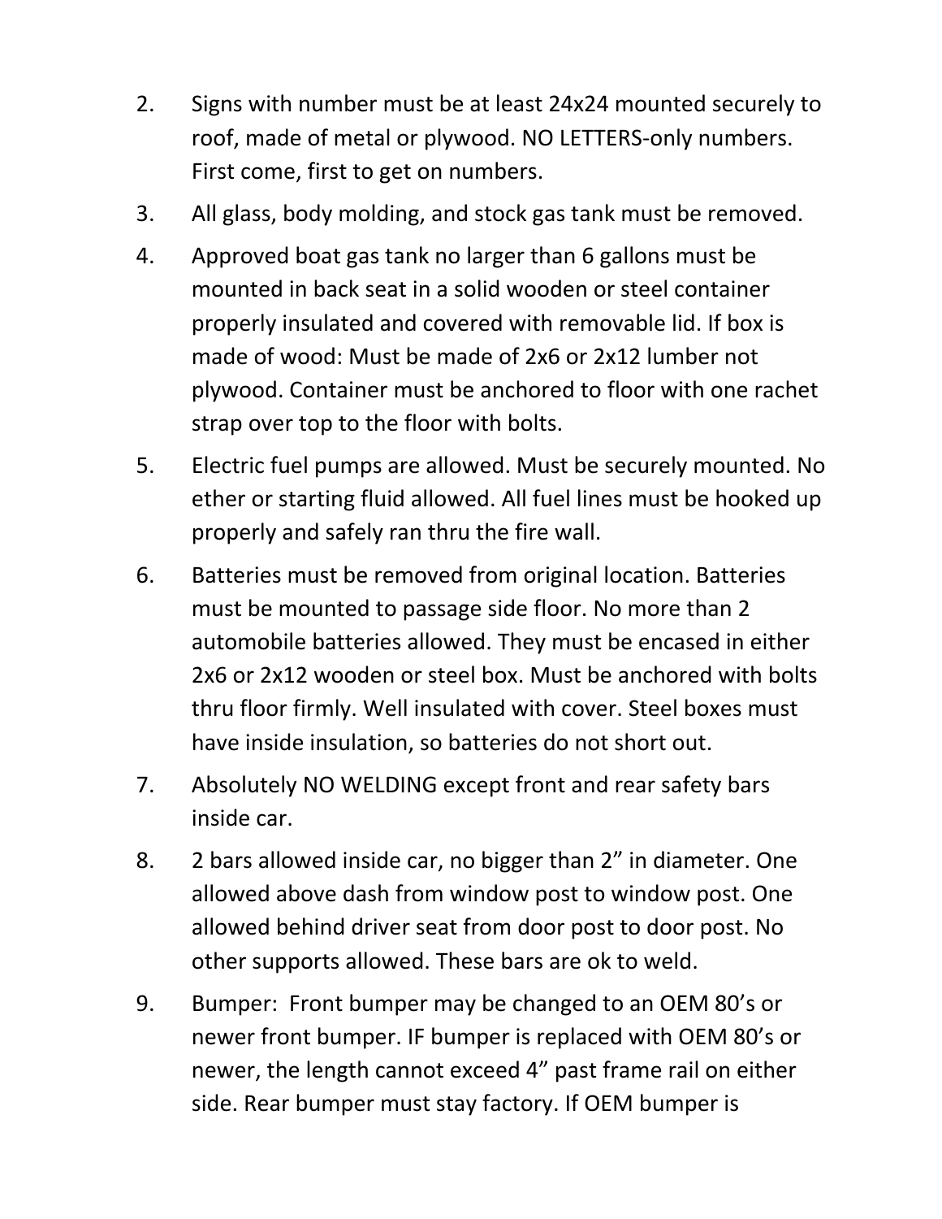2. Signs with number must be at least 24x24 mounted securely to roof, made of metal or plywood. NO LETTERS-only numbers. First come, first to get on numbers.

3. All glass, body molding, and stock gas tank must be removed.

4. Approved boat gas tank no larger than 6 gallons must be mounted in back seat in a solid wooden or steel container properly insulated and covered with removable lid. If box is made of wood: Must be made of 2x6 or 2x12 lumber not plywood. Container must be anchored to floor with one rachet strap over top to the floor with bolts.

5. Electric fuel pumps are allowed. Must be securely mounted. No ether or starting fluid allowed. All fuel lines must be hooked up properly and safely ran thru the fire wall.

6. Batteries must be removed from original location. Batteries must be mounted to passage side floor. No more than 2 automobile batteries allowed. They must be encased in either 2x6 or 2x12 wooden or steel box. Must be anchored with bolts thru floor firmly. Well insulated with cover. Steel boxes must have inside insulation, so batteries do not short out.

7. Absolutely NO WELDING except front and rear safety bars inside car.

8. 2 bars allowed inside car, no bigger than 2" in diameter. One allowed above dash from window post to window post. One allowed behind driver seat from door post to door post. No other supports allowed. These bars are ok to weld.

9. Bumper: Front bumper may be changed to an OEM 80's or newer front bumper. IF bumper is replaced with OEM 80's or newer, the length cannot exceed 4" past frame rail on either side. Rear bumper must stay factory. If OEM bumper is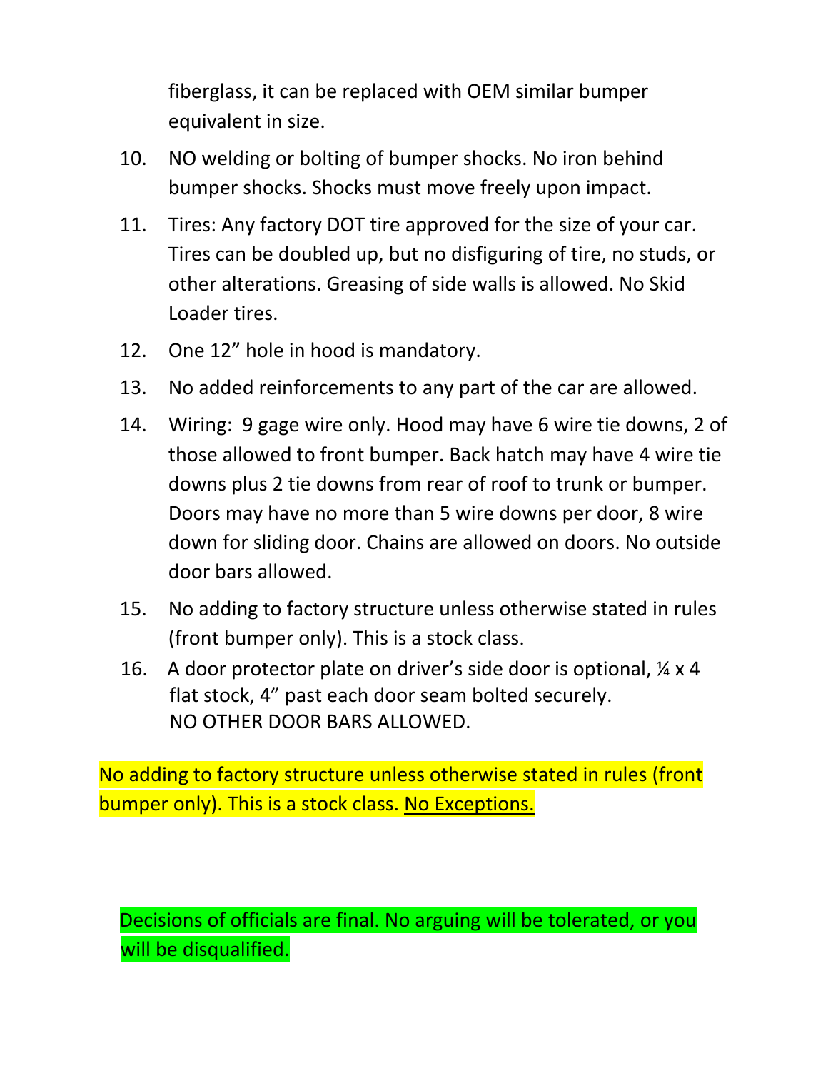fiberglass, it can be replaced with OEM similar bumper equivalent in size.

10. NO welding or bolting of bumper shocks. No iron behind bumper shocks. Shocks must move freely upon impact.
11. Tires: Any factory DOT tire approved for the size of your car. Tires can be doubled up, but no disfiguring of tire, no studs, or other alterations. Greasing of side walls is allowed. No Skid Loader tires.
12. One 12” hole in hood is mandatory.
13. No added reinforcements to any part of the car are allowed.
14. Wiring: 9 gage wire only. Hood may have 6 wire tie downs, 2 of those allowed to front bumper. Back hatch may have 4 wire tie downs plus 2 tie downs from rear of roof to trunk or bumper. Doors may have no more than 5 wire downs per door, 8 wire down for sliding door. Chains are allowed on doors. No outside door bars allowed.
15. No adding to factory structure unless otherwise stated in rules (front bumper only). This is a stock class.
16. A door protector plate on driver’s side door is optional, ¼ x 4 flat stock, 4” past each door seam bolted securely. NO OTHER DOOR BARS ALLOWED.

No adding to factory structure unless otherwise stated in rules (front bumper only). This is a stock class. <u>No Exceptions.</u>

Decisions of officials are final. No arguing will be tolerated, or you will be disqualified.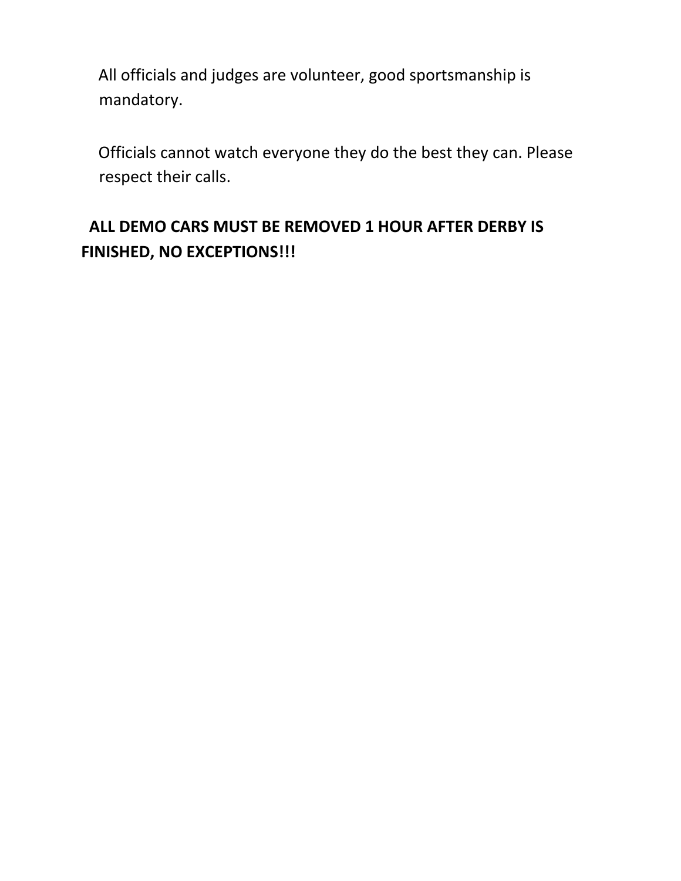All officials and judges are volunteer, good sportsmanship is mandatory.

Officials cannot watch everyone they do the best they can. Please respect their calls.

**ALL DEMO CARS MUST BE REMOVED 1 HOUR AFTER DERBY IS FINISHED, NO EXCEPTIONS!!!**